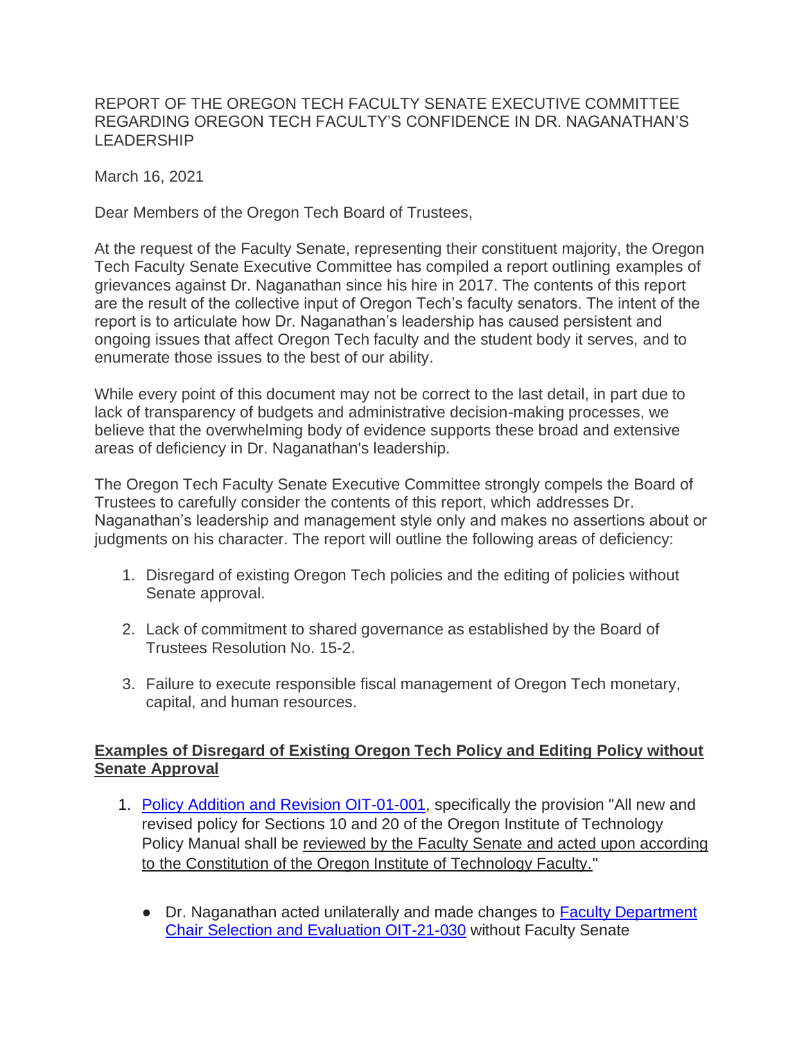REPORT OF THE OREGON TECH FACULTY SENATE EXECUTIVE COMMITTEE REGARDING OREGON TECH FACULTY'S CONFIDENCE IN DR. NAGANATHAN'S LEADERSHIP

March 16, 2021

Dear Members of the Oregon Tech Board of Trustees,

At the request of the Faculty Senate, representing their constituent majority, the Oregon Tech Faculty Senate Executive Committee has compiled a report outlining examples of grievances against Dr. Naganathan since his hire in 2017. The contents of this report are the result of the collective input of Oregon Tech's faculty senators. The intent of the report is to articulate how Dr. Naganathan's leadership has caused persistent and ongoing issues that affect Oregon Tech faculty and the student body it serves, and to enumerate those issues to the best of our ability.

While every point of this document may not be correct to the last detail, in part due to lack of transparency of budgets and administrative decision-making processes, we believe that the overwhelming body of evidence supports these broad and extensive areas of deficiency in Dr. Naganathan's leadership.

The Oregon Tech Faculty Senate Executive Committee strongly compels the Board of Trustees to carefully consider the contents of this report, which addresses Dr. Naganathan's leadership and management style only and makes no assertions about or judgments on his character. The report will outline the following areas of deficiency:

1. Disregard of existing Oregon Tech policies and the editing of policies without Senate approval.

2. Lack of commitment to shared governance as established by the Board of Trustees Resolution No. 15-2.

3. Failure to execute responsible fiscal management of Oregon Tech monetary, capital, and human resources.

## Examples of Disregard of Existing Oregon Tech Policy and Editing Policy without Senate Approval

1. Policy Addition and Revision OIT-01-001, specifically the provision "All new and revised policy for Sections 10 and 20 of the Oregon Institute of Technology Policy Manual shall be reviewed by the Faculty Senate and acted upon according to the Constitution of the Oregon Institute of Technology Faculty."

   - Dr. Naganathan acted unilaterally and made changes to Faculty Department Chair Selection and Evaluation OIT-21-030 without Faculty Senate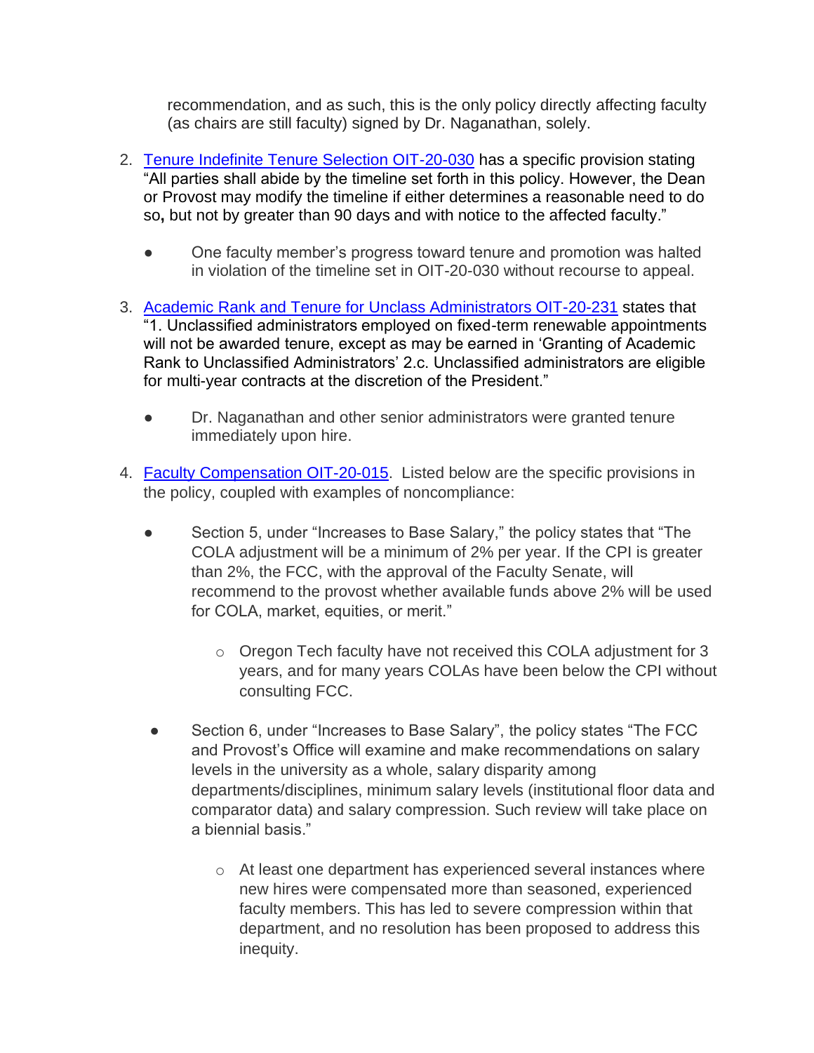recommendation, and as such, this is the only policy directly affecting faculty (as chairs are still faculty) signed by Dr. Naganathan, solely.

2. Tenure Indefinite Tenure Selection OIT-20-030 has a specific provision stating "All parties shall abide by the timeline set forth in this policy. However, the Dean or Provost may modify the timeline if either determines a reasonable need to do so, but not by greater than 90 days and with notice to the affected faculty."

    - One faculty member's progress toward tenure and promotion was halted in violation of the timeline set in OIT-20-030 without recourse to appeal.

3. Academic Rank and Tenure for Unclass Administrators OIT-20-231 states that "1. Unclassified administrators employed on fixed-term renewable appointments will not be awarded tenure, except as may be earned in 'Granting of Academic Rank to Unclassified Administrators' 2.c. Unclassified administrators are eligible for multi-year contracts at the discretion of the President."

    - Dr. Naganathan and other senior administrators were granted tenure immediately upon hire.

4. Faculty Compensation OIT-20-015. Listed below are the specific provisions in the policy, coupled with examples of noncompliance:

    - Section 5, under "Increases to Base Salary," the policy states that "The COLA adjustment will be a minimum of 2% per year. If the CPI is greater than 2%, the FCC, with the approval of the Faculty Senate, will recommend to the provost whether available funds above 2% will be used for COLA, market, equities, or merit."

        - Oregon Tech faculty have not received this COLA adjustment for 3 years, and for many years COLAs have been below the CPI without consulting FCC.

    - Section 6, under "Increases to Base Salary", the policy states "The FCC and Provost's Office will examine and make recommendations on salary levels in the university as a whole, salary disparity among departments/disciplines, minimum salary levels (institutional floor data and comparator data) and salary compression. Such review will take place on a biennial basis."

        - At least one department has experienced several instances where new hires were compensated more than seasoned, experienced faculty members. This has led to severe compression within that department, and no resolution has been proposed to address this inequity.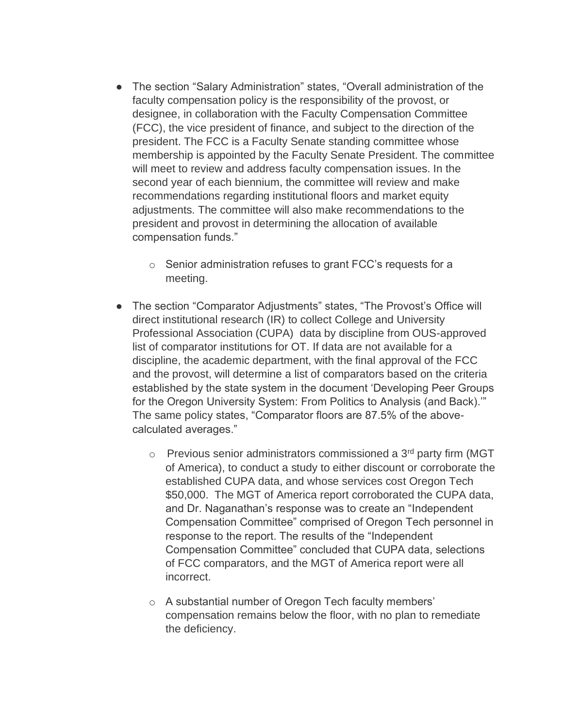- The section "Salary Administration" states, "Overall administration of the faculty compensation policy is the responsibility of the provost, or designee, in collaboration with the Faculty Compensation Committee (FCC), the vice president of finance, and subject to the direction of the president. The FCC is a Faculty Senate standing committee whose membership is appointed by the Faculty Senate President. The committee will meet to review and address faculty compensation issues. In the second year of each biennium, the committee will review and make recommendations regarding institutional floors and market equity adjustments. The committee will also make recommendations to the president and provost in determining the allocation of available compensation funds."
  - Senior administration refuses to grant FCC's requests for a meeting.
- The section "Comparator Adjustments" states, "The Provost's Office will direct institutional research (IR) to collect College and University Professional Association (CUPA) data by discipline from OUS-approved list of comparator institutions for OT. If data are not available for a discipline, the academic department, with the final approval of the FCC and the provost, will determine a list of comparators based on the criteria established by the state system in the document 'Developing Peer Groups for the Oregon University System: From Politics to Analysis (and Back).'" The same policy states, "Comparator floors are 87.5% of the above-calculated averages."
  - Previous senior administrators commissioned a 3rd party firm (MGT of America), to conduct a study to either discount or corroborate the established CUPA data, and whose services cost Oregon Tech \$50,000. The MGT of America report corroborated the CUPA data, and Dr. Naganathan's response was to create an "Independent Compensation Committee" comprised of Oregon Tech personnel in response to the report. The results of the "Independent Compensation Committee" concluded that CUPA data, selections of FCC comparators, and the MGT of America report were all incorrect.
  - A substantial number of Oregon Tech faculty members' compensation remains below the floor, with no plan to remediate the deficiency.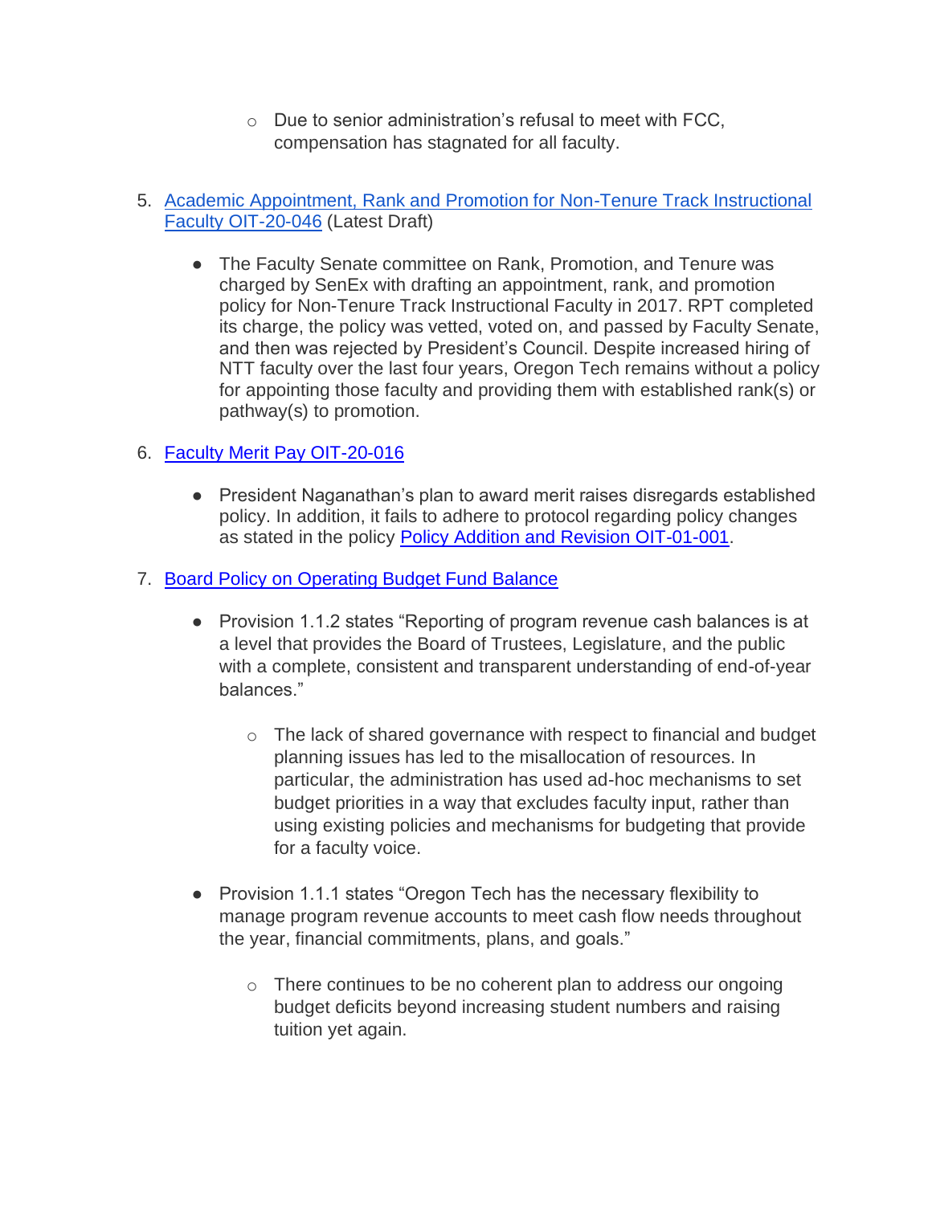- Due to senior administration's refusal to meet with FCC, compensation has stagnated for all faculty.

5. Academic Appointment, Rank and Promotion for Non-Tenure Track Instructional Faculty OIT-20-046 (Latest Draft)

    - The Faculty Senate committee on Rank, Promotion, and Tenure was charged by SenEx with drafting an appointment, rank, and promotion policy for Non-Tenure Track Instructional Faculty in 2017. RPT completed its charge, the policy was vetted, voted on, and passed by Faculty Senate, and then was rejected by President's Council. Despite increased hiring of NTT faculty over the last four years, Oregon Tech remains without a policy for appointing those faculty and providing them with established rank(s) or pathway(s) to promotion.

6. Faculty Merit Pay OIT-20-016

    - President Naganathan's plan to award merit raises disregards established policy. In addition, it fails to adhere to protocol regarding policy changes as stated in the policy Policy Addition and Revision OIT-01-001.

7. Board Policy on Operating Budget Fund Balance

    - Provision 1.1.2 states "Reporting of program revenue cash balances is at a level that provides the Board of Trustees, Legislature, and the public with a complete, consistent and transparent understanding of end-of-year balances."

        - The lack of shared governance with respect to financial and budget planning issues has led to the misallocation of resources. In particular, the administration has used ad-hoc mechanisms to set budget priorities in a way that excludes faculty input, rather than using existing policies and mechanisms for budgeting that provide for a faculty voice.

    - Provision 1.1.1 states "Oregon Tech has the necessary flexibility to manage program revenue accounts to meet cash flow needs throughout the year, financial commitments, plans, and goals."

        - There continues to be no coherent plan to address our ongoing budget deficits beyond increasing student numbers and raising tuition yet again.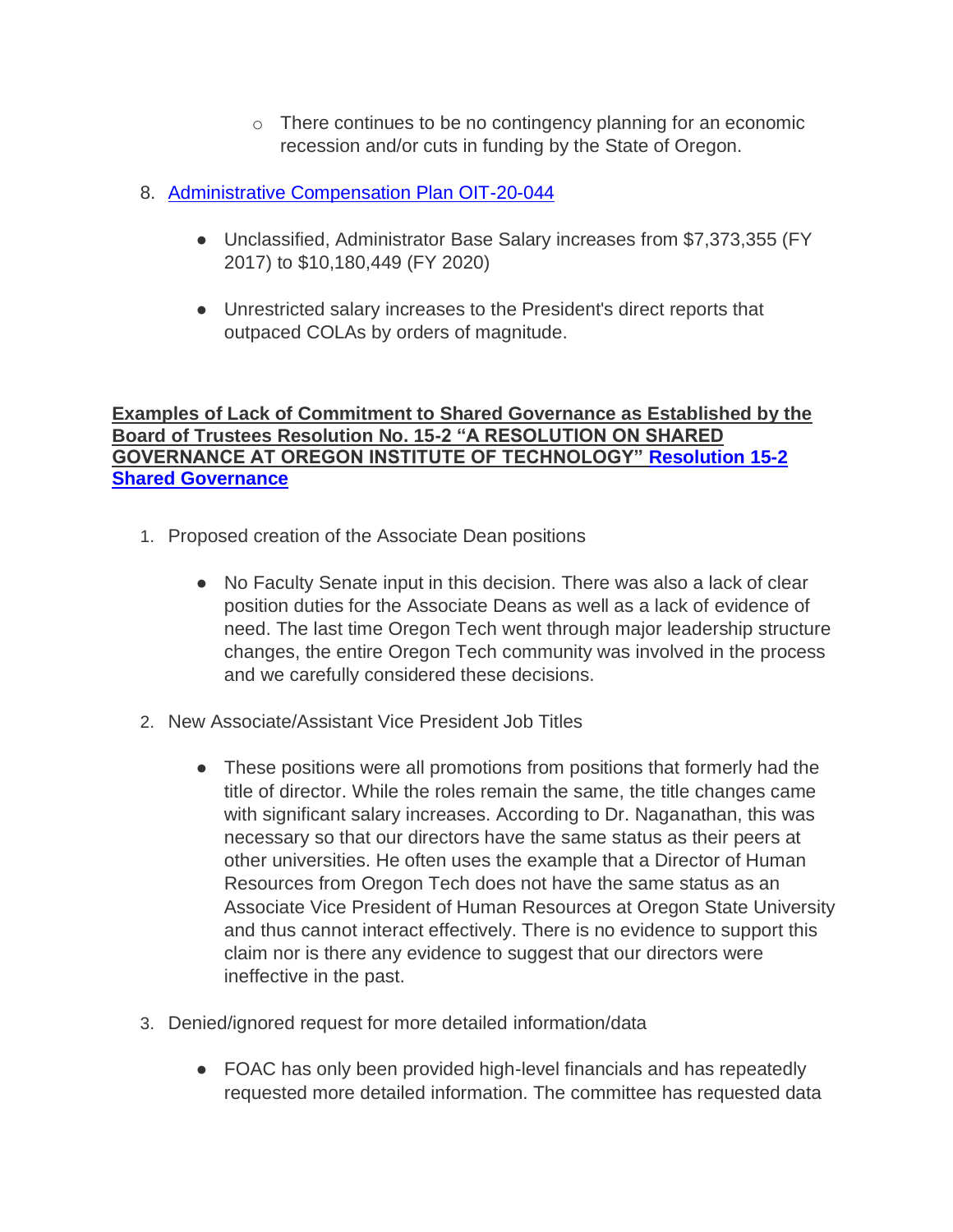- There continues to be no contingency planning for an economic recession and/or cuts in funding by the State of Oregon.

8. [Administrative Compensation Plan OIT-20-044]()

    - Unclassified, Administrator Base Salary increases from $7,373,355 (FY 2017) to $10,180,449 (FY 2020)

    - Unrestricted salary increases to the President's direct reports that outpaced COLAs by orders of magnitude.

**Examples of Lack of Commitment to Shared Governance as Established by the Board of Trustees Resolution No. 15-2 "A RESOLUTION ON SHARED GOVERNANCE AT OREGON INSTITUTE OF TECHNOLOGY" [Resolution 15-2 Shared Governance]()**

1. Proposed creation of the Associate Dean positions

    - No Faculty Senate input in this decision. There was also a lack of clear position duties for the Associate Deans as well as a lack of evidence of need. The last time Oregon Tech went through major leadership structure changes, the entire Oregon Tech community was involved in the process and we carefully considered these decisions.

2. New Associate/Assistant Vice President Job Titles

    - These positions were all promotions from positions that formerly had the title of director. While the roles remain the same, the title changes came with significant salary increases. According to Dr. Naganathan, this was necessary so that our directors have the same status as their peers at other universities. He often uses the example that a Director of Human Resources from Oregon Tech does not have the same status as an Associate Vice President of Human Resources at Oregon State University and thus cannot interact effectively. There is no evidence to support this claim nor is there any evidence to suggest that our directors were ineffective in the past.

3. Denied/ignored request for more detailed information/data

    - FOAC has only been provided high-level financials and has repeatedly requested more detailed information. The committee has requested data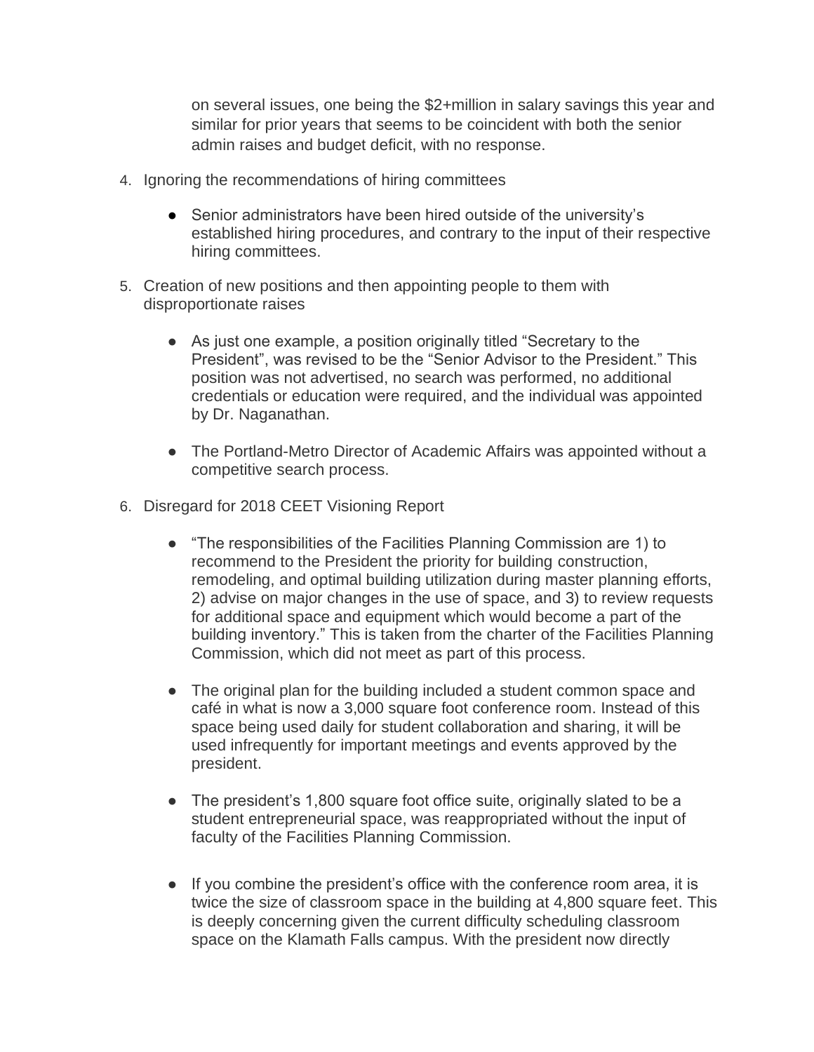on several issues, one being the $2+million in salary savings this year and similar for prior years that seems to be coincident with both the senior admin raises and budget deficit, with no response.

4. Ignoring the recommendations of hiring committees

   - Senior administrators have been hired outside of the university's established hiring procedures, and contrary to the input of their respective hiring committees.

5. Creation of new positions and then appointing people to them with disproportionate raises

   - As just one example, a position originally titled "Secretary to the President", was revised to be the "Senior Advisor to the President." This position was not advertised, no search was performed, no additional credentials or education were required, and the individual was appointed by Dr. Naganathan.

   - The Portland-Metro Director of Academic Affairs was appointed without a competitive search process.

6. Disregard for 2018 CEET Visioning Report

   - "The responsibilities of the Facilities Planning Commission are 1) to recommend to the President the priority for building construction, remodeling, and optimal building utilization during master planning efforts, 2) advise on major changes in the use of space, and 3) to review requests for additional space and equipment which would become a part of the building inventory." This is taken from the charter of the Facilities Planning Commission, which did not meet as part of this process.

   - The original plan for the building included a student common space and café in what is now a 3,000 square foot conference room. Instead of this space being used daily for student collaboration and sharing, it will be used infrequently for important meetings and events approved by the president.

   - The president's 1,800 square foot office suite, originally slated to be a student entrepreneurial space, was reappropriated without the input of faculty of the Facilities Planning Commission.

   - If you combine the president's office with the conference room area, it is twice the size of classroom space in the building at 4,800 square feet. This is deeply concerning given the current difficulty scheduling classroom space on the Klamath Falls campus. With the president now directly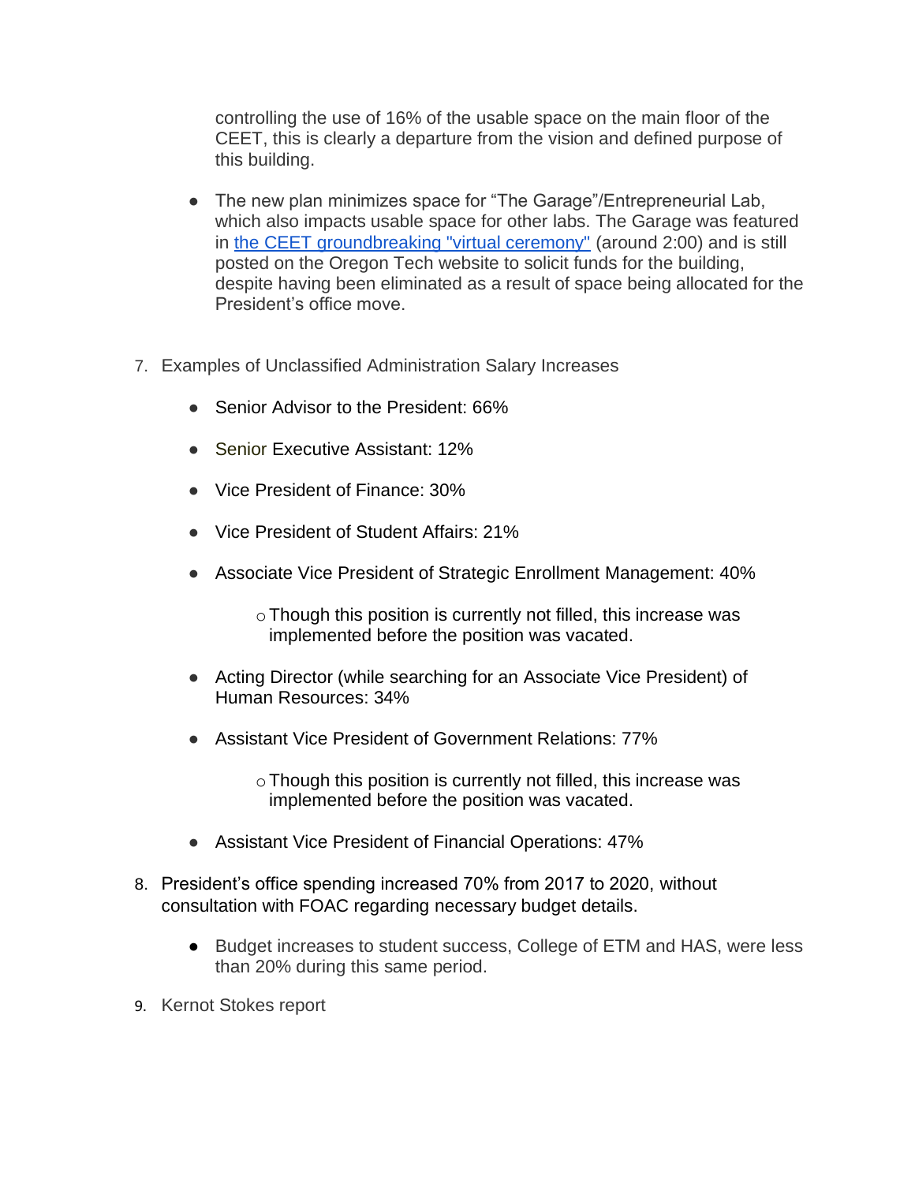controlling the use of 16% of the usable space on the main floor of the CEET, this is clearly a departure from the vision and defined purpose of this building.

- The new plan minimizes space for “The Garage”/Entrepreneurial Lab, which also impacts usable space for other labs. The Garage was featured in [the CEET groundbreaking "virtual ceremony"]() (around 2:00) and is still posted on the Oregon Tech website to solicit funds for the building, despite having been eliminated as a result of space being allocated for the President’s office move.

7. Examples of Unclassified Administration Salary Increases

   - Senior Advisor to the President: 66%
   - Senior Executive Assistant: 12%
   - Vice President of Finance: 30%
   - Vice President of Student Affairs: 21%
   - Associate Vice President of Strategic Enrollment Management: 40%
     - Though this position is currently not filled, this increase was implemented before the position was vacated.
   - Acting Director (while searching for an Associate Vice President) of Human Resources: 34%
   - Assistant Vice President of Government Relations: 77%
     - Though this position is currently not filled, this increase was implemented before the position was vacated.
   - Assistant Vice President of Financial Operations: 47%

8. President’s office spending increased 70% from 2017 to 2020, without consultation with FOAC regarding necessary budget details.

   - Budget increases to student success, College of ETM and HAS, were less than 20% during this same period.

9. Kernot Stokes report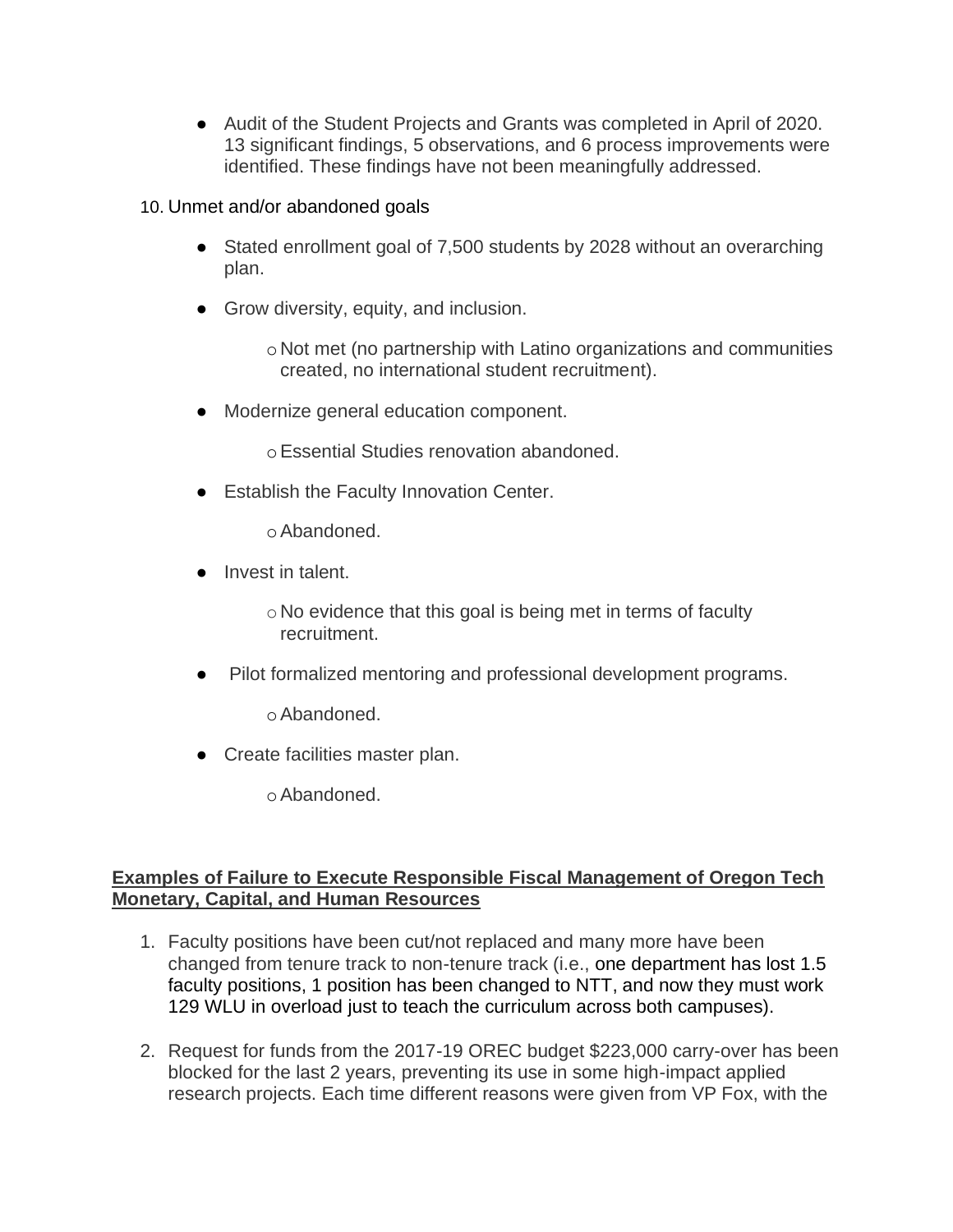- Audit of the Student Projects and Grants was completed in April of 2020. 13 significant findings, 5 observations, and 6 process improvements were identified. These findings have not been meaningfully addressed.

10. Unmet and/or abandoned goals

    - Stated enrollment goal of 7,500 students by 2028 without an overarching plan.
    - Grow diversity, equity, and inclusion.
        - Not met (no partnership with Latino organizations and communities created, no international student recruitment).
    - Modernize general education component.
        - Essential Studies renovation abandoned.
    - Establish the Faculty Innovation Center.
        - Abandoned.
    - Invest in talent.
        - No evidence that this goal is being met in terms of faculty recruitment.
    - Pilot formalized mentoring and professional development programs.
        - Abandoned.
    - Create facilities master plan.
        - Abandoned.

**<u>Examples of Failure to Execute Responsible Fiscal Management of Oregon Tech Monetary, Capital, and Human Resources</u>**

1. Faculty positions have been cut/not replaced and many more have been changed from tenure track to non-tenure track (i.e., one department has lost 1.5 faculty positions, 1 position has been changed to NTT, and now they must work 129 WLU in overload just to teach the curriculum across both campuses).

2. Request for funds from the 2017-19 OREC budget $223,000 carry-over has been blocked for the last 2 years, preventing its use in some high-impact applied research projects. Each time different reasons were given from VP Fox, with the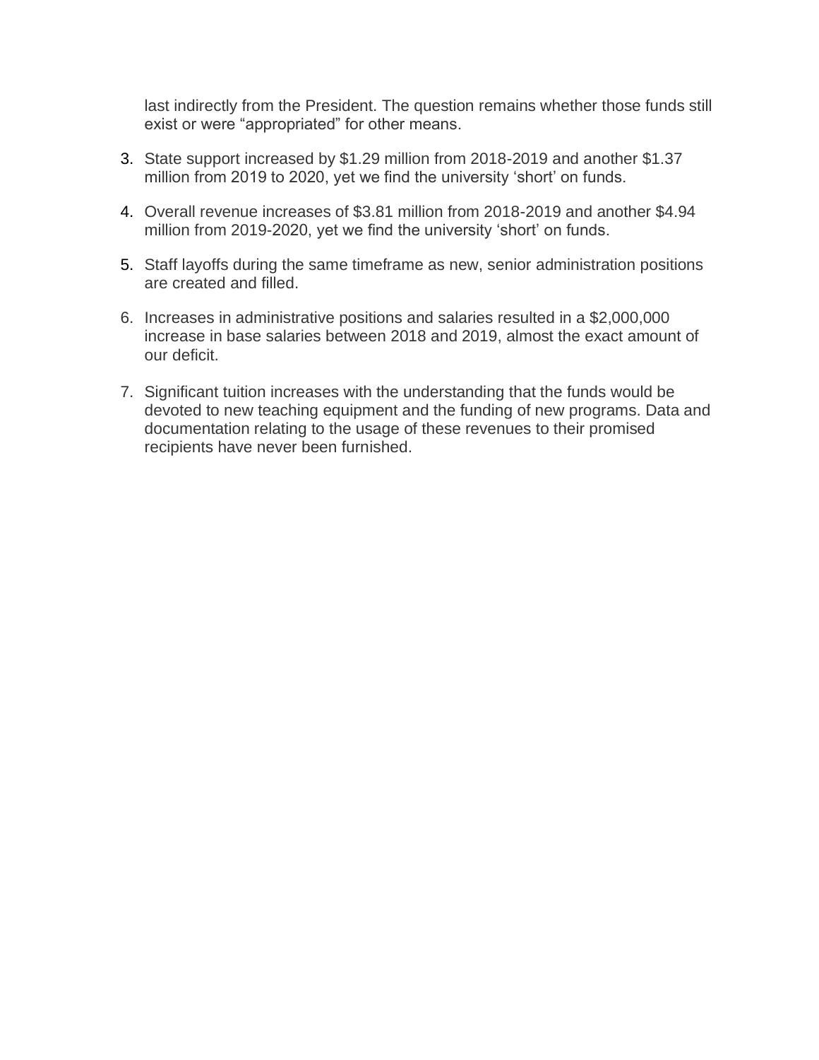last indirectly from the President. The question remains whether those funds still exist or were “appropriated” for other means.

3. State support increased by $1.29 million from 2018-2019 and another $1.37 million from 2019 to 2020, yet we find the university ‘short’ on funds.

4. Overall revenue increases of $3.81 million from 2018-2019 and another $4.94 million from 2019-2020, yet we find the university ‘short’ on funds.

5. Staff layoffs during the same timeframe as new, senior administration positions are created and filled.

6. Increases in administrative positions and salaries resulted in a $2,000,000 increase in base salaries between 2018 and 2019, almost the exact amount of our deficit.

7. Significant tuition increases with the understanding that the funds would be devoted to new teaching equipment and the funding of new programs. Data and documentation relating to the usage of these revenues to their promised recipients have never been furnished.